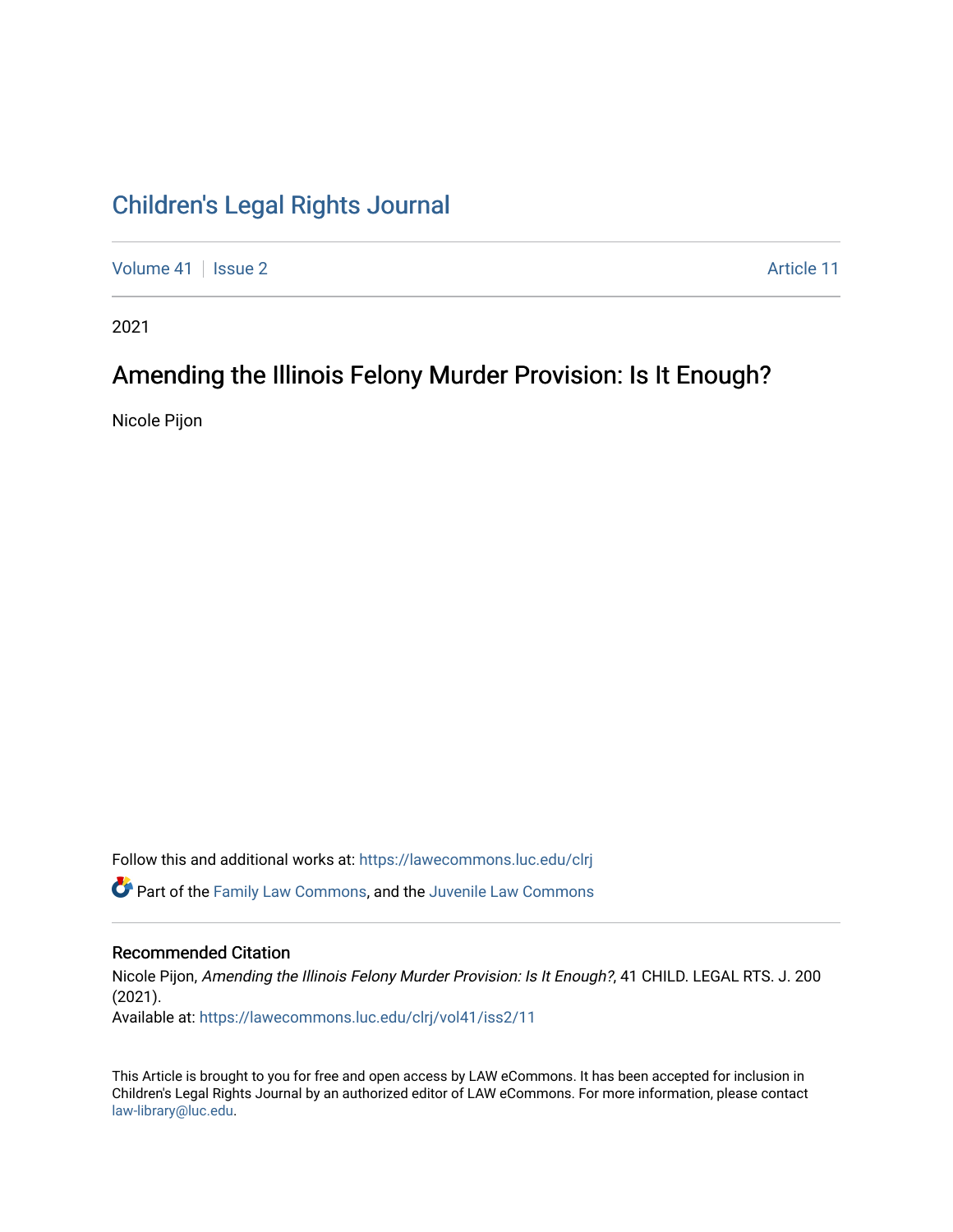# Children's Legal Rights Journal

Volume 41 | Issue 2 | Article 11

2021

## Amending the Illinois Felony Murder Provision: Is It Enough?

Nicole Pijon

Follow this and additional works at: https://lawecommons.luc.edu/clrj

Part of the Family Law Commons, and the Juvenile Law Commons

### Recommended Citation

Nicole Pijon, *Amending the Illinois Felony Murder Provision: Is It Enough?*, 41 CHILD. LEGAL RTS. J. 200 (2021).

Available at: https://lawecommons.luc.edu/clrj/vol41/iss2/11

This Article is brought to you for free and open access by LAW eCommons. It has been accepted for inclusion in Children's Legal Rights Journal by an authorized editor of LAW eCommons. For more information, please contact law-library@luc.edu.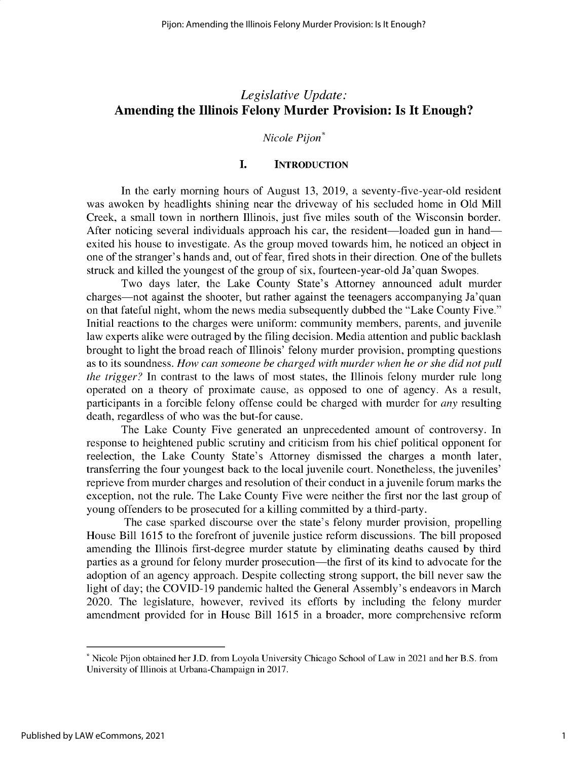## *Legislative Update:*
# Amending the Illinois Felony Murder Provision: Is It Enough?

*Nicole Pijon*[*]

## I. Introduction

In the early morning hours of August 13, 2019, a seventy-five-year-old resident was awoken by headlights shining near the driveway of his secluded home in Old Mill Creek, a small town in northern Illinois, just five miles south of the Wisconsin border. After noticing several individuals approach his car, the resident—loaded gun in hand—exited his house to investigate. As the group moved towards him, he noticed an object in one of the stranger's hands and, out of fear, fired shots in their direction. One of the bullets struck and killed the youngest of the group of six, fourteen-year-old Ja'quan Swopes.

Two days later, the Lake County State's Attorney announced adult murder charges—not against the shooter, but rather against the teenagers accompanying Ja'quan on that fateful night, whom the news media subsequently dubbed the "Lake County Five." Initial reactions to the charges were uniform: community members, parents, and juvenile law experts alike were outraged by the filing decision. Media attention and public backlash brought to light the broad reach of Illinois' felony murder provision, prompting questions as to its soundness. *How can someone be charged with murder when he or she did not pull the trigger?* In contrast to the laws of most states, the Illinois felony murder rule long operated on a theory of proximate cause, as opposed to one of agency. As a result, participants in a forcible felony offense could be charged with murder for *any* resulting death, regardless of who was the but-for cause.

The Lake County Five generated an unprecedented amount of controversy. In response to heightened public scrutiny and criticism from his chief political opponent for reelection, the Lake County State's Attorney dismissed the charges a month later, transferring the four youngest back to the local juvenile court. Nonetheless, the juveniles' reprieve from murder charges and resolution of their conduct in a juvenile forum marks the exception, not the rule. The Lake County Five were neither the first nor the last group of young offenders to be prosecuted for a killing committed by a third-party.

The case sparked discourse over the state's felony murder provision, propelling House Bill 1615 to the forefront of juvenile justice reform discussions. The bill proposed amending the Illinois first-degree murder statute by eliminating deaths caused by third parties as a ground for felony murder prosecution—the first of its kind to advocate for the adoption of an agency approach. Despite collecting strong support, the bill never saw the light of day; the COVID-19 pandemic halted the General Assembly's endeavors in March 2020. The legislature, however, revived its efforts by including the felony murder amendment provided for in House Bill 1615 in a broader, more comprehensive reform

---

[*] Nicole Pijon obtained her J.D. from Loyola University Chicago School of Law in 2021 and her B.S. from University of Illinois at Urbana-Champaign in 2017.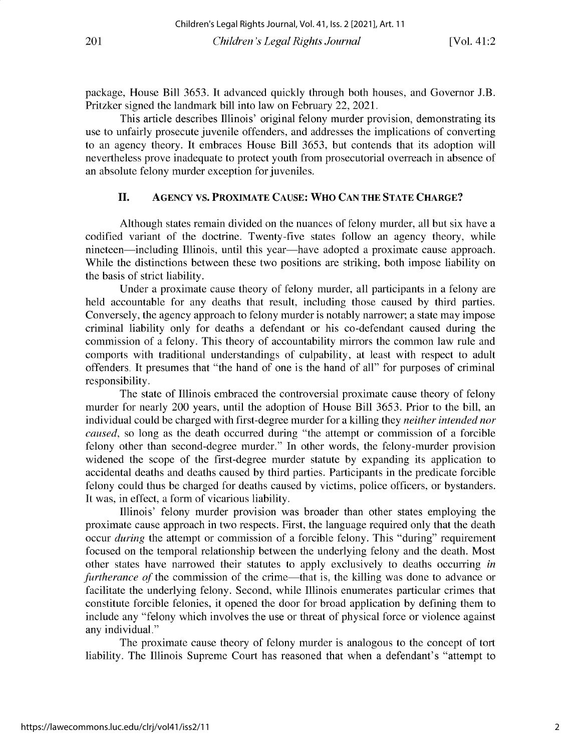package, House Bill 3653. It advanced quickly through both houses, and Governor J.B. Pritzker signed the landmark bill into law on February 22, 2021.

This article describes Illinois' original felony murder provision, demonstrating its use to unfairly prosecute juvenile offenders, and addresses the implications of converting to an agency theory. It embraces House Bill 3653, but contends that its adoption will nevertheless prove inadequate to protect youth from prosecutorial overreach in absence of an absolute felony murder exception for juveniles.

## II. Agency vs. Proximate Cause: Who Can the State Charge?

Although states remain divided on the nuances of felony murder, all but six have a codified variant of the doctrine. Twenty-five states follow an agency theory, while nineteen—including Illinois, until this year—have adopted a proximate cause approach. While the distinctions between these two positions are striking, both impose liability on the basis of strict liability.

Under a proximate cause theory of felony murder, all participants in a felony are held accountable for any deaths that result, including those caused by third parties. Conversely, the agency approach to felony murder is notably narrower; a state may impose criminal liability only for deaths a defendant or his co-defendant caused during the commission of a felony. This theory of accountability mirrors the common law rule and comports with traditional understandings of culpability, at least with respect to adult offenders. It presumes that "the hand of one is the hand of all" for purposes of criminal responsibility.

The state of Illinois embraced the controversial proximate cause theory of felony murder for nearly 200 years, until the adoption of House Bill 3653. Prior to the bill, an individual could be charged with first-degree murder for a killing they *neither intended nor caused*, so long as the death occurred during "the attempt or commission of a forcible felony other than second-degree murder." In other words, the felony-murder provision widened the scope of the first-degree murder statute by expanding its application to accidental deaths and deaths caused by third parties. Participants in the predicate forcible felony could thus be charged for deaths caused by victims, police officers, or bystanders. It was, in effect, a form of vicarious liability.

Illinois' felony murder provision was broader than other states employing the proximate cause approach in two respects. First, the language required only that the death occur *during* the attempt or commission of a forcible felony. This "during" requirement focused on the temporal relationship between the underlying felony and the death. Most other states have narrowed their statutes to apply exclusively to deaths occurring *in furtherance of* the commission of the crime—that is, the killing was done to advance or facilitate the underlying felony. Second, while Illinois enumerates particular crimes that constitute forcible felonies, it opened the door for broad application by defining them to include any "felony which involves the use or threat of physical force or violence against any individual."

The proximate cause theory of felony murder is analogous to the concept of tort liability. The Illinois Supreme Court has reasoned that when a defendant's "attempt to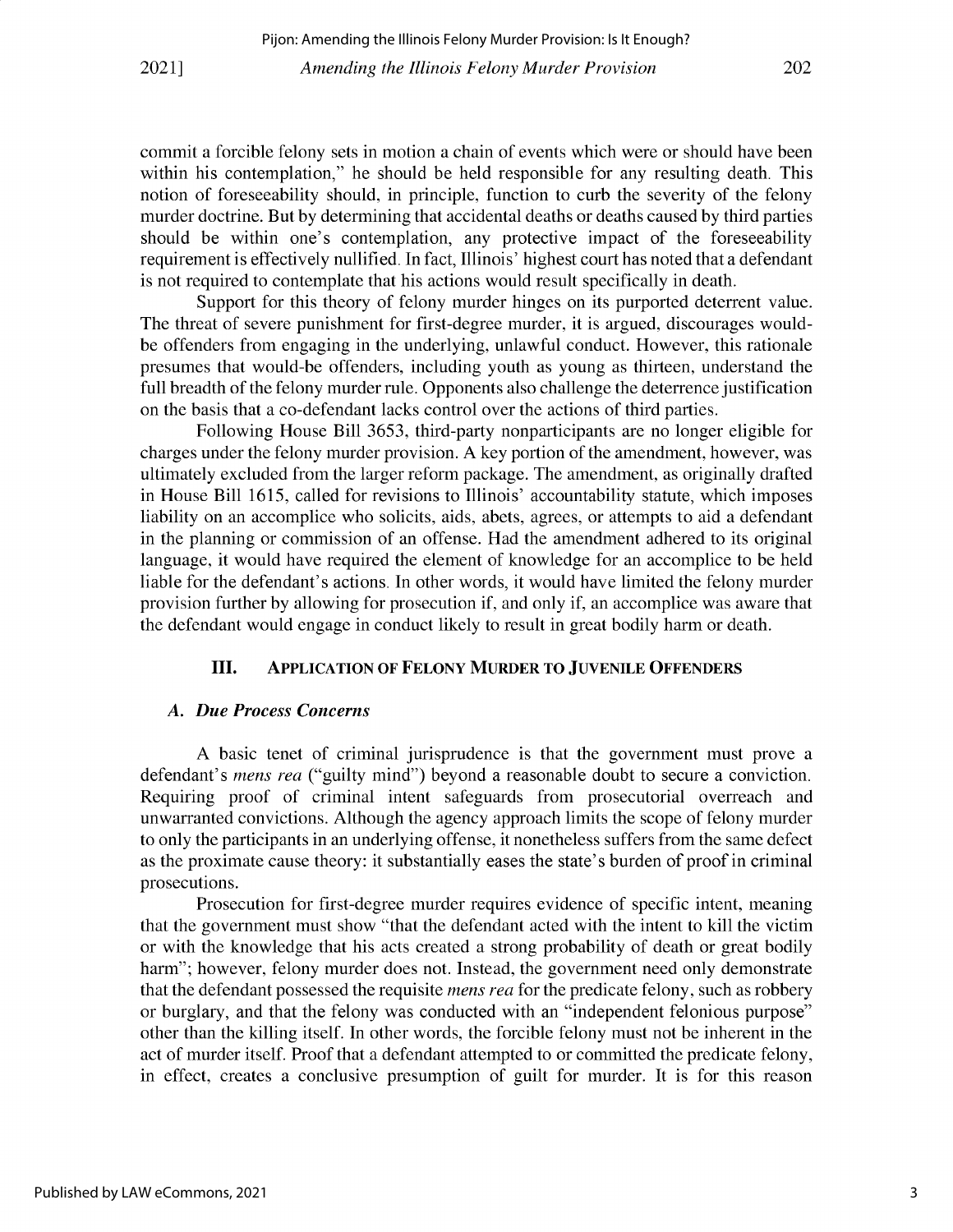commit a forcible felony sets in motion a chain of events which were or should have been within his contemplation," he should be held responsible for any resulting death. This notion of foreseeability should, in principle, function to curb the severity of the felony murder doctrine. But by determining that accidental deaths or deaths caused by third parties should be within one's contemplation, any protective impact of the foreseeability requirement is effectively nullified. In fact, Illinois' highest court has noted that a defendant is not required to contemplate that his actions would result specifically in death.

Support for this theory of felony murder hinges on its purported deterrent value. The threat of severe punishment for first-degree murder, it is argued, discourages would-be offenders from engaging in the underlying, unlawful conduct. However, this rationale presumes that would-be offenders, including youth as young as thirteen, understand the full breadth of the felony murder rule. Opponents also challenge the deterrence justification on the basis that a co-defendant lacks control over the actions of third parties.

Following House Bill 3653, third-party nonparticipants are no longer eligible for charges under the felony murder provision. A key portion of the amendment, however, was ultimately excluded from the larger reform package. The amendment, as originally drafted in House Bill 1615, called for revisions to Illinois' accountability statute, which imposes liability on an accomplice who solicits, aids, abets, agrees, or attempts to aid a defendant in the planning or commission of an offense. Had the amendment adhered to its original language, it would have required the element of knowledge for an accomplice to be held liable for the defendant's actions. In other words, it would have limited the felony murder provision further by allowing for prosecution if, and only if, an accomplice was aware that the defendant would engage in conduct likely to result in great bodily harm or death.

## III. Application of Felony Murder to Juvenile Offenders

### A. *Due Process Concerns*

A basic tenet of criminal jurisprudence is that the government must prove a defendant's *mens rea* ("guilty mind") beyond a reasonable doubt to secure a conviction. Requiring proof of criminal intent safeguards from prosecutorial overreach and unwarranted convictions. Although the agency approach limits the scope of felony murder to only the participants in an underlying offense, it nonetheless suffers from the same defect as the proximate cause theory: it substantially eases the state's burden of proof in criminal prosecutions.

Prosecution for first-degree murder requires evidence of specific intent, meaning that the government must show "that the defendant acted with the intent to kill the victim or with the knowledge that his acts created a strong probability of death or great bodily harm"; however, felony murder does not. Instead, the government need only demonstrate that the defendant possessed the requisite *mens rea* for the predicate felony, such as robbery or burglary, and that the felony was conducted with an "independent felonious purpose" other than the killing itself. In other words, the forcible felony must not be inherent in the act of murder itself. Proof that a defendant attempted to or committed the predicate felony, in effect, creates a conclusive presumption of guilt for murder. It is for this reason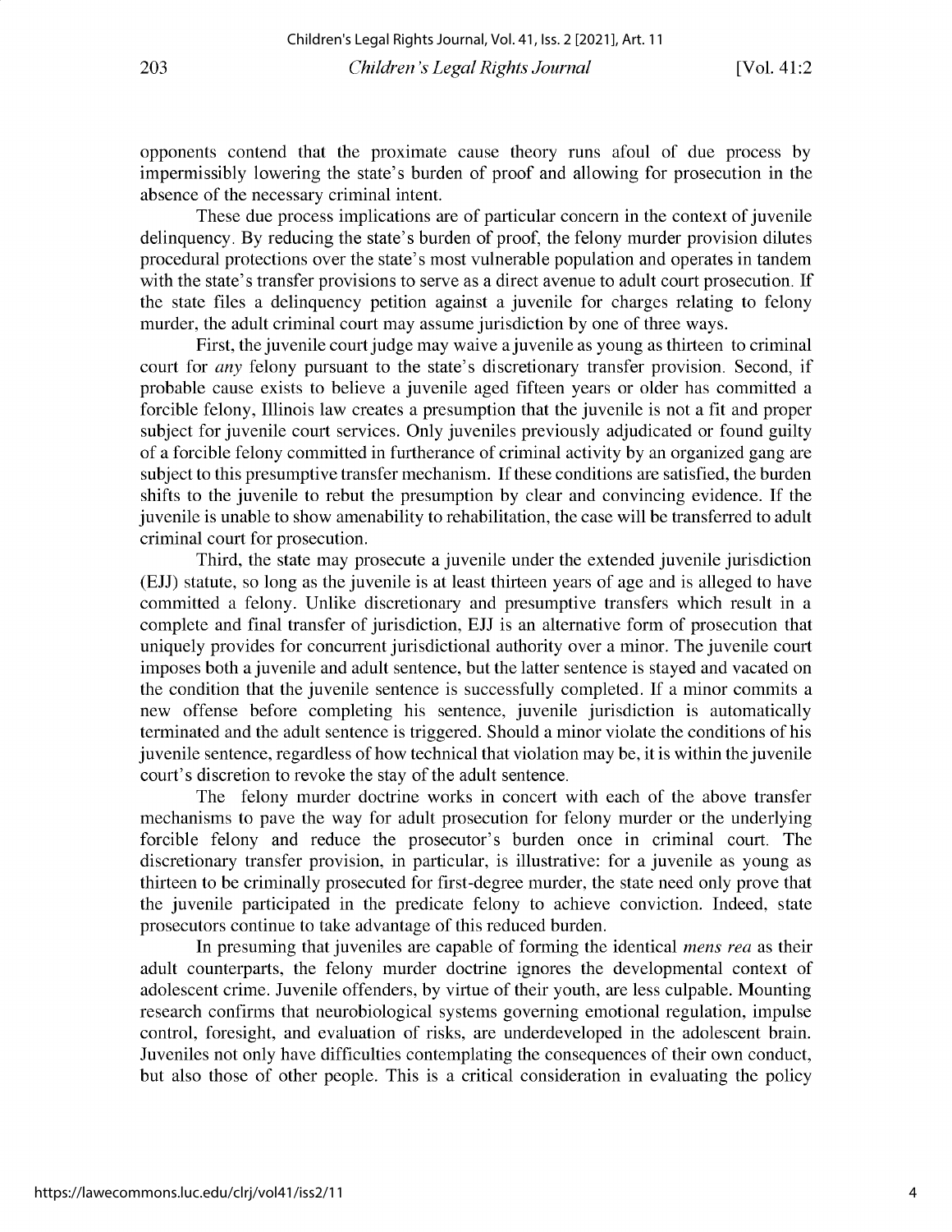opponents contend that the proximate cause theory runs afoul of due process by impermissibly lowering the state's burden of proof and allowing for prosecution in the absence of the necessary criminal intent.

These due process implications are of particular concern in the context of juvenile delinquency. By reducing the state's burden of proof, the felony murder provision dilutes procedural protections over the state's most vulnerable population and operates in tandem with the state's transfer provisions to serve as a direct avenue to adult court prosecution. If the state files a delinquency petition against a juvenile for charges relating to felony murder, the adult criminal court may assume jurisdiction by one of three ways.

First, the juvenile court judge may waive a juvenile as young as thirteen to criminal court for *any* felony pursuant to the state's discretionary transfer provision. Second, if probable cause exists to believe a juvenile aged fifteen years or older has committed a forcible felony, Illinois law creates a presumption that the juvenile is not a fit and proper subject for juvenile court services. Only juveniles previously adjudicated or found guilty of a forcible felony committed in furtherance of criminal activity by an organized gang are subject to this presumptive transfer mechanism. If these conditions are satisfied, the burden shifts to the juvenile to rebut the presumption by clear and convincing evidence. If the juvenile is unable to show amenability to rehabilitation, the case will be transferred to adult criminal court for prosecution.

Third, the state may prosecute a juvenile under the extended juvenile jurisdiction (EJJ) statute, so long as the juvenile is at least thirteen years of age and is alleged to have committed a felony. Unlike discretionary and presumptive transfers which result in a complete and final transfer of jurisdiction, EJJ is an alternative form of prosecution that uniquely provides for concurrent jurisdictional authority over a minor. The juvenile court imposes both a juvenile and adult sentence, but the latter sentence is stayed and vacated on the condition that the juvenile sentence is successfully completed. If a minor commits a new offense before completing his sentence, juvenile jurisdiction is automatically terminated and the adult sentence is triggered. Should a minor violate the conditions of his juvenile sentence, regardless of how technical that violation may be, it is within the juvenile court's discretion to revoke the stay of the adult sentence.

The felony murder doctrine works in concert with each of the above transfer mechanisms to pave the way for adult prosecution for felony murder or the underlying forcible felony and reduce the prosecutor's burden once in criminal court. The discretionary transfer provision, in particular, is illustrative: for a juvenile as young as thirteen to be criminally prosecuted for first-degree murder, the state need only prove that the juvenile participated in the predicate felony to achieve conviction. Indeed, state prosecutors continue to take advantage of this reduced burden.

In presuming that juveniles are capable of forming the identical *mens rea* as their adult counterparts, the felony murder doctrine ignores the developmental context of adolescent crime. Juvenile offenders, by virtue of their youth, are less culpable. Mounting research confirms that neurobiological systems governing emotional regulation, impulse control, foresight, and evaluation of risks, are underdeveloped in the adolescent brain. Juveniles not only have difficulties contemplating the consequences of their own conduct, but also those of other people. This is a critical consideration in evaluating the policy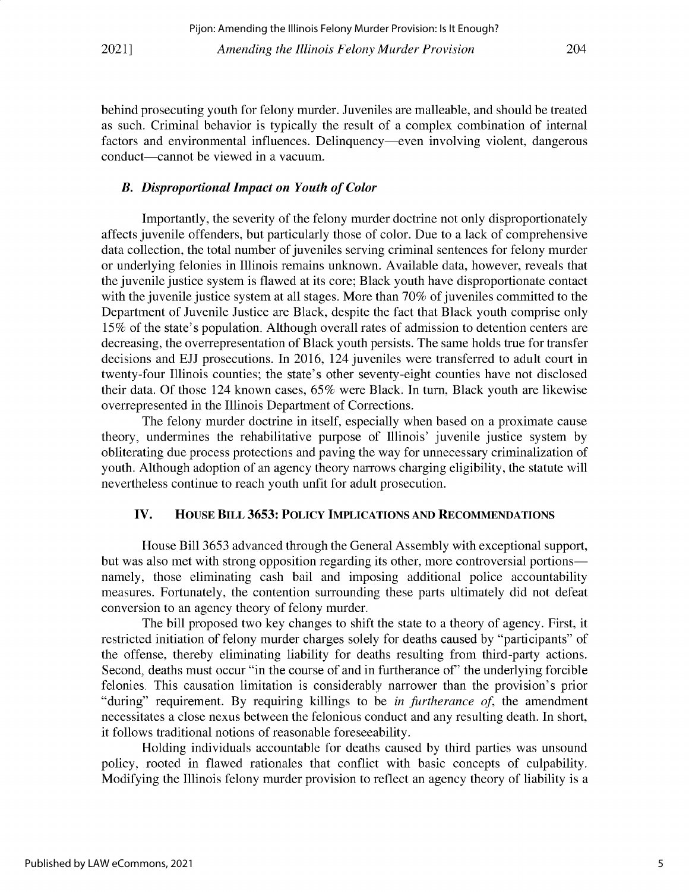behind prosecuting youth for felony murder. Juveniles are malleable, and should be treated as such. Criminal behavior is typically the result of a complex combination of internal factors and environmental influences. Delinquency—even involving violent, dangerous conduct—cannot be viewed in a vacuum.

### *B. Disproportional Impact on Youth of Color*

Importantly, the severity of the felony murder doctrine not only disproportionately affects juvenile offenders, but particularly those of color. Due to a lack of comprehensive data collection, the total number of juveniles serving criminal sentences for felony murder or underlying felonies in Illinois remains unknown. Available data, however, reveals that the juvenile justice system is flawed at its core; Black youth have disproportionate contact with the juvenile justice system at all stages. More than 70% of juveniles committed to the Department of Juvenile Justice are Black, despite the fact that Black youth comprise only 15% of the state's population. Although overall rates of admission to detention centers are decreasing, the overrepresentation of Black youth persists. The same holds true for transfer decisions and EJJ prosecutions. In 2016, 124 juveniles were transferred to adult court in twenty-four Illinois counties; the state's other seventy-eight counties have not disclosed their data. Of those 124 known cases, 65% were Black. In turn, Black youth are likewise overrepresented in the Illinois Department of Corrections.

The felony murder doctrine in itself, especially when based on a proximate cause theory, undermines the rehabilitative purpose of Illinois' juvenile justice system by obliterating due process protections and paving the way for unnecessary criminalization of youth. Although adoption of an agency theory narrows charging eligibility, the statute will nevertheless continue to reach youth unfit for adult prosecution.

## IV. House Bill 3653: Policy Implications and Recommendations

House Bill 3653 advanced through the General Assembly with exceptional support, but was also met with strong opposition regarding its other, more controversial portions—namely, those eliminating cash bail and imposing additional police accountability measures. Fortunately, the contention surrounding these parts ultimately did not defeat conversion to an agency theory of felony murder.

The bill proposed two key changes to shift the state to a theory of agency. First, it restricted initiation of felony murder charges solely for deaths caused by "participants" of the offense, thereby eliminating liability for deaths resulting from third-party actions. Second, deaths must occur "in the course of and in furtherance of" the underlying forcible felonies. This causation limitation is considerably narrower than the provision's prior "during" requirement. By requiring killings to be *in furtherance of*, the amendment necessitates a close nexus between the felonious conduct and any resulting death. In short, it follows traditional notions of reasonable foreseeability.

Holding individuals accountable for deaths caused by third parties was unsound policy, rooted in flawed rationales that conflict with basic concepts of culpability. Modifying the Illinois felony murder provision to reflect an agency theory of liability is a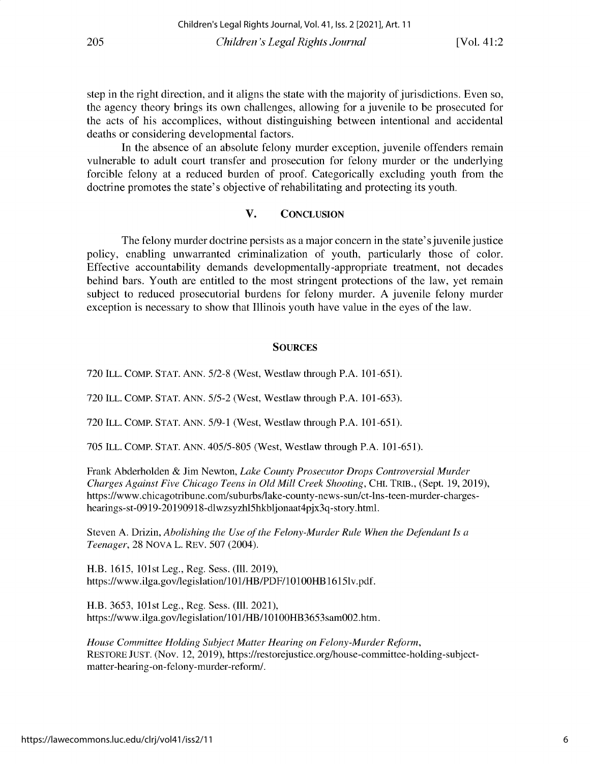step in the right direction, and it aligns the state with the majority of jurisdictions. Even so, the agency theory brings its own challenges, allowing for a juvenile to be prosecuted for the acts of his accomplices, without distinguishing between intentional and accidental deaths or considering developmental factors.

In the absence of an absolute felony murder exception, juvenile offenders remain vulnerable to adult court transfer and prosecution for felony murder or the underlying forcible felony at a reduced burden of proof. Categorically excluding youth from the doctrine promotes the state's objective of rehabilitating and protecting its youth.

## V. CONCLUSION

The felony murder doctrine persists as a major concern in the state's juvenile justice policy, enabling unwarranted criminalization of youth, particularly those of color. Effective accountability demands developmentally-appropriate treatment, not decades behind bars. Youth are entitled to the most stringent protections of the law, yet remain subject to reduced prosecutorial burdens for felony murder. A juvenile felony murder exception is necessary to show that Illinois youth have value in the eyes of the law.

## SOURCES

720 ILL. COMP. STAT. ANN. 5/2-8 (West, Westlaw through P.A. 101-651).

720 ILL. COMP. STAT. ANN. 5/5-2 (West, Westlaw through P.A. 101-653).

720 ILL. COMP. STAT. ANN. 5/9-1 (West, Westlaw through P.A. 101-651).

705 ILL. COMP. STAT. ANN. 405/5-805 (West, Westlaw through P.A. 101-651).

Frank Abderholden & Jim Newton, *Lake County Prosecutor Drops Controversial Murder Charges Against Five Chicago Teens in Old Mill Creek Shooting*, CHI. TRIB., (Sept. 19, 2019), https://www.chicagotribune.com/suburbs/lake-county-news-sun/ct-lns-teen-murder-charges-hearings-st-0919-20190918-dlwzsyzhl5hkbljonaat4pjx3q-story.html.

Steven A. Drizin, *Abolishing the Use of the Felony-Murder Rule When the Defendant Is a Teenager*, 28 NOVA L. REV. 507 (2004).

H.B. 1615, 101st Leg., Reg. Sess. (Ill. 2019), https://www.ilga.gov/legislation/101/HB/PDF/10100HB1615lv.pdf.

H.B. 3653, 101st Leg., Reg. Sess. (Ill. 2021), https://www.ilga.gov/legislation/101/HB/10100HB3653sam002.htm.

*House Committee Holding Subject Matter Hearing on Felony-Murder Reform*, RESTORE JUST. (Nov. 12, 2019), https://restorejustice.org/house-committee-holding-subject-matter-hearing-on-felony-murder-reform/.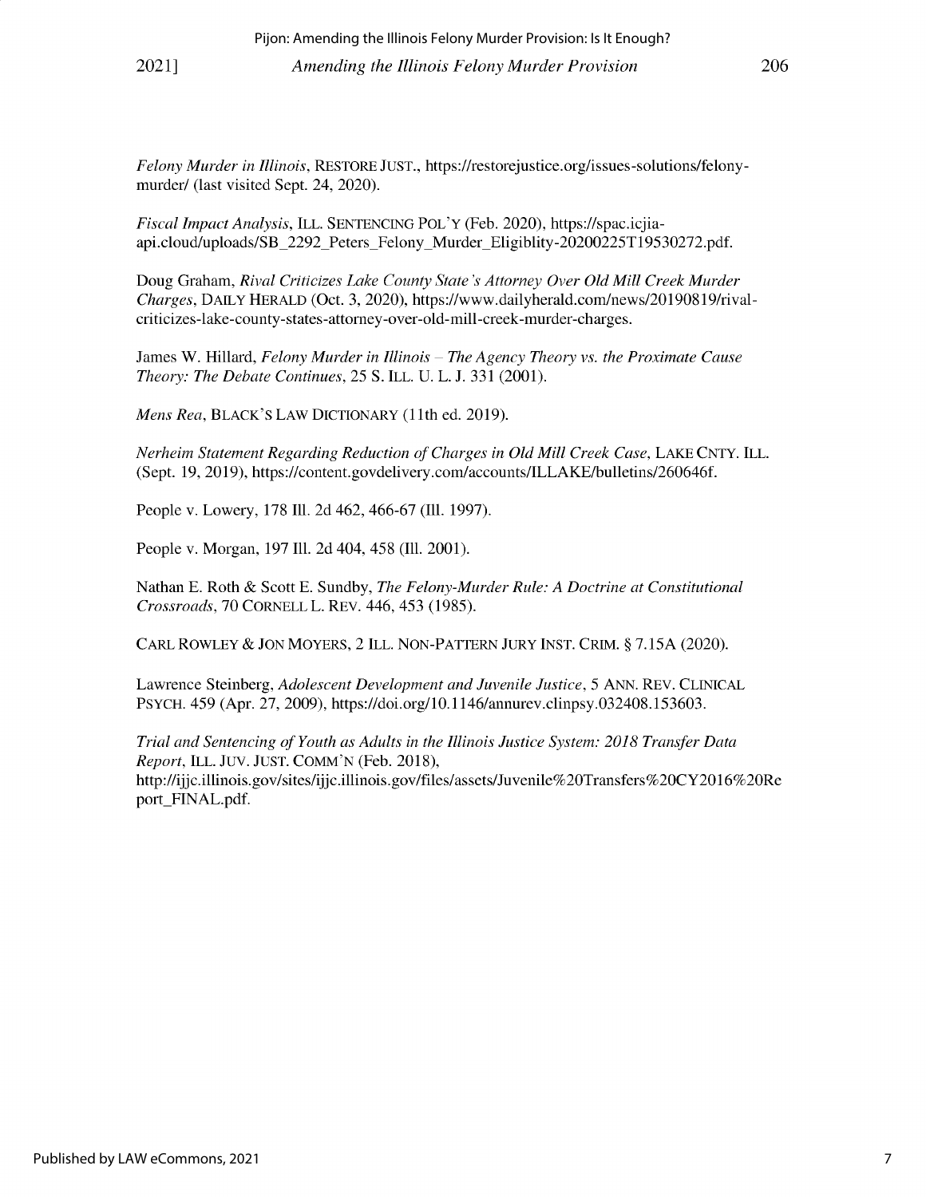*Felony Murder in Illinois*, RESTORE JUST., https://restorejustice.org/issues-solutions/felony-murder/ (last visited Sept. 24, 2020).

*Fiscal Impact Analysis*, ILL. SENTENCING POL'Y (Feb. 2020), https://spac.icjia-api.cloud/uploads/SB_2292_Peters_Felony_Murder_Eligiblity-20200225T19530272.pdf.

Doug Graham, *Rival Criticizes Lake County State's Attorney Over Old Mill Creek Murder Charges*, DAILY HERALD (Oct. 3, 2020), https://www.dailyherald.com/news/20190819/rival-criticizes-lake-county-states-attorney-over-old-mill-creek-murder-charges.

James W. Hillard, *Felony Murder in Illinois – The Agency Theory vs. the Proximate Cause Theory: The Debate Continues*, 25 S. ILL. U. L. J. 331 (2001).

*Mens Rea*, BLACK'S LAW DICTIONARY (11th ed. 2019).

*Nerheim Statement Regarding Reduction of Charges in Old Mill Creek Case*, LAKE CNTY. ILL. (Sept. 19, 2019), https://content.govdelivery.com/accounts/ILLAKE/bulletins/260646f.

People v. Lowery, 178 Ill. 2d 462, 466-67 (Ill. 1997).

People v. Morgan, 197 Ill. 2d 404, 458 (Ill. 2001).

Nathan E. Roth & Scott E. Sundby, *The Felony-Murder Rule: A Doctrine at Constitutional Crossroads*, 70 CORNELL L. REV. 446, 453 (1985).

CARL ROWLEY & JON MOYERS, 2 ILL. NON-PATTERN JURY INST. CRIM. § 7.15A (2020).

Lawrence Steinberg, *Adolescent Development and Juvenile Justice*, 5 ANN. REV. CLINICAL PSYCH. 459 (Apr. 27, 2009), https://doi.org/10.1146/annurev.clinpsy.032408.153603.

*Trial and Sentencing of Youth as Adults in the Illinois Justice System: 2018 Transfer Data Report*, ILL. JUV. JUST. COMM'N (Feb. 2018), http://ijjc.illinois.gov/sites/ijjc.illinois.gov/files/assets/Juvenile%20Transfers%20CY2016%20Report_FINAL.pdf.